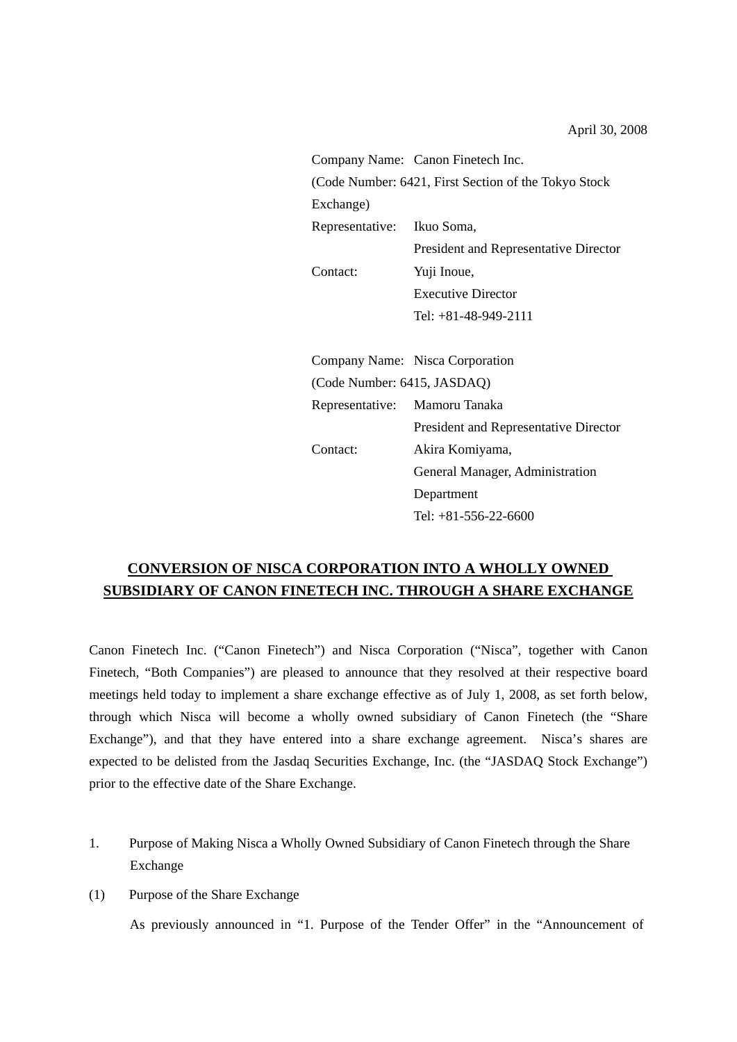April 30, 2008

Company Name: Canon Finetech Inc.
(Code Number: 6421, First Section of the Tokyo Stock Exchange)
Representative: Ikuo Soma,
President and Representative Director
Contact: Yuji Inoue,
Executive Director
Tel: +81-48-949-2111

Company Name: Nisca Corporation
(Code Number: 6415, JASDAQ)
Representative: Mamoru Tanaka
President and Representative Director
Contact: Akira Komiyama,
General Manager, Administration Department
Tel: +81-556-22-6600

# CONVERSION OF NISCA CORPORATION INTO A WHOLLY OWNED SUBSIDIARY OF CANON FINETECH INC. THROUGH A SHARE EXCHANGE

Canon Finetech Inc. ("Canon Finetech") and Nisca Corporation ("Nisca", together with Canon Finetech, "Both Companies") are pleased to announce that they resolved at their respective board meetings held today to implement a share exchange effective as of July 1, 2008, as set forth below, through which Nisca will become a wholly owned subsidiary of Canon Finetech (the "Share Exchange"), and that they have entered into a share exchange agreement. Nisca's shares are expected to be delisted from the Jasdaq Securities Exchange, Inc. (the "JASDAQ Stock Exchange") prior to the effective date of the Share Exchange.

1. Purpose of Making Nisca a Wholly Owned Subsidiary of Canon Finetech through the Share Exchange

(1) Purpose of the Share Exchange

As previously announced in "1. Purpose of the Tender Offer" in the "Announcement of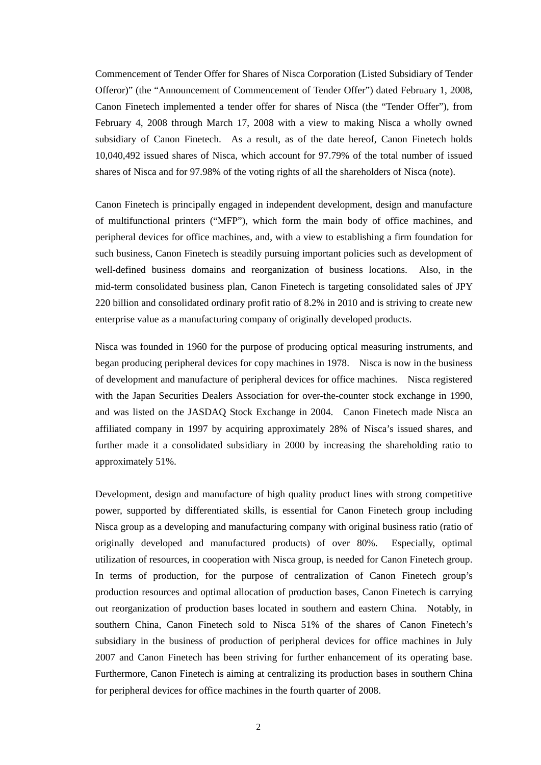Commencement of Tender Offer for Shares of Nisca Corporation (Listed Subsidiary of Tender Offeror)" (the "Announcement of Commencement of Tender Offer") dated February 1, 2008, Canon Finetech implemented a tender offer for shares of Nisca (the "Tender Offer"), from February 4, 2008 through March 17, 2008 with a view to making Nisca a wholly owned subsidiary of Canon Finetech. As a result, as of the date hereof, Canon Finetech holds 10,040,492 issued shares of Nisca, which account for 97.79% of the total number of issued shares of Nisca and for 97.98% of the voting rights of all the shareholders of Nisca (note).

Canon Finetech is principally engaged in independent development, design and manufacture of multifunctional printers ("MFP"), which form the main body of office machines, and peripheral devices for office machines, and, with a view to establishing a firm foundation for such business, Canon Finetech is steadily pursuing important policies such as development of well-defined business domains and reorganization of business locations. Also, in the mid-term consolidated business plan, Canon Finetech is targeting consolidated sales of JPY 220 billion and consolidated ordinary profit ratio of 8.2% in 2010 and is striving to create new enterprise value as a manufacturing company of originally developed products.

Nisca was founded in 1960 for the purpose of producing optical measuring instruments, and began producing peripheral devices for copy machines in 1978. Nisca is now in the business of development and manufacture of peripheral devices for office machines. Nisca registered with the Japan Securities Dealers Association for over-the-counter stock exchange in 1990, and was listed on the JASDAQ Stock Exchange in 2004. Canon Finetech made Nisca an affiliated company in 1997 by acquiring approximately 28% of Nisca's issued shares, and further made it a consolidated subsidiary in 2000 by increasing the shareholding ratio to approximately 51%.

Development, design and manufacture of high quality product lines with strong competitive power, supported by differentiated skills, is essential for Canon Finetech group including Nisca group as a developing and manufacturing company with original business ratio (ratio of originally developed and manufactured products) of over 80%. Especially, optimal utilization of resources, in cooperation with Nisca group, is needed for Canon Finetech group. In terms of production, for the purpose of centralization of Canon Finetech group's production resources and optimal allocation of production bases, Canon Finetech is carrying out reorganization of production bases located in southern and eastern China. Notably, in southern China, Canon Finetech sold to Nisca 51% of the shares of Canon Finetech's subsidiary in the business of production of peripheral devices for office machines in July 2007 and Canon Finetech has been striving for further enhancement of its operating base. Furthermore, Canon Finetech is aiming at centralizing its production bases in southern China for peripheral devices for office machines in the fourth quarter of 2008.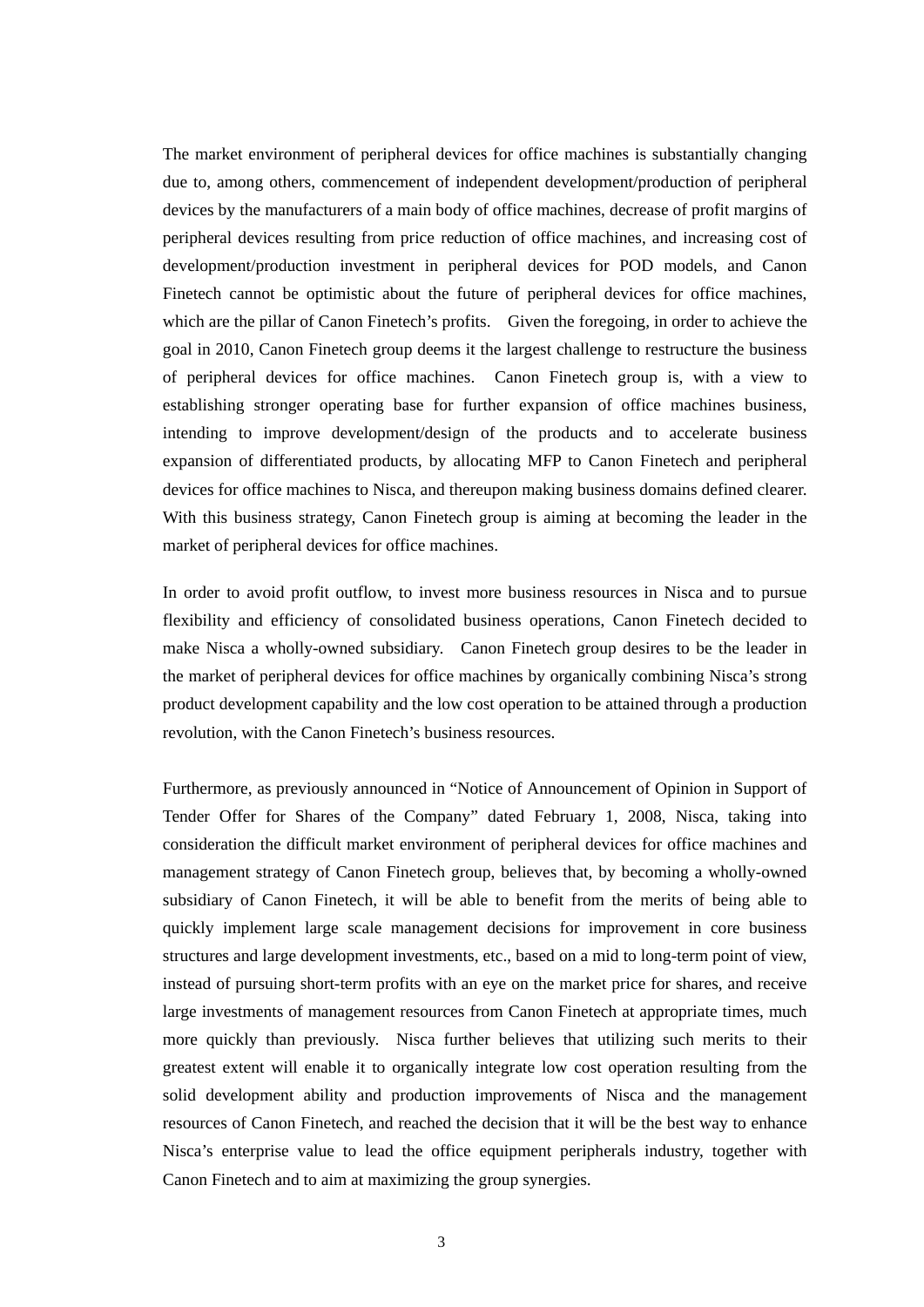The market environment of peripheral devices for office machines is substantially changing due to, among others, commencement of independent development/production of peripheral devices by the manufacturers of a main body of office machines, decrease of profit margins of peripheral devices resulting from price reduction of office machines, and increasing cost of development/production investment in peripheral devices for POD models, and Canon Finetech cannot be optimistic about the future of peripheral devices for office machines, which are the pillar of Canon Finetech's profits. Given the foregoing, in order to achieve the goal in 2010, Canon Finetech group deems it the largest challenge to restructure the business of peripheral devices for office machines. Canon Finetech group is, with a view to establishing stronger operating base for further expansion of office machines business, intending to improve development/design of the products and to accelerate business expansion of differentiated products, by allocating MFP to Canon Finetech and peripheral devices for office machines to Nisca, and thereupon making business domains defined clearer. With this business strategy, Canon Finetech group is aiming at becoming the leader in the market of peripheral devices for office machines.

In order to avoid profit outflow, to invest more business resources in Nisca and to pursue flexibility and efficiency of consolidated business operations, Canon Finetech decided to make Nisca a wholly-owned subsidiary. Canon Finetech group desires to be the leader in the market of peripheral devices for office machines by organically combining Nisca's strong product development capability and the low cost operation to be attained through a production revolution, with the Canon Finetech's business resources.

Furthermore, as previously announced in "Notice of Announcement of Opinion in Support of Tender Offer for Shares of the Company" dated February 1, 2008, Nisca, taking into consideration the difficult market environment of peripheral devices for office machines and management strategy of Canon Finetech group, believes that, by becoming a wholly-owned subsidiary of Canon Finetech, it will be able to benefit from the merits of being able to quickly implement large scale management decisions for improvement in core business structures and large development investments, etc., based on a mid to long-term point of view, instead of pursuing short-term profits with an eye on the market price for shares, and receive large investments of management resources from Canon Finetech at appropriate times, much more quickly than previously. Nisca further believes that utilizing such merits to their greatest extent will enable it to organically integrate low cost operation resulting from the solid development ability and production improvements of Nisca and the management resources of Canon Finetech, and reached the decision that it will be the best way to enhance Nisca's enterprise value to lead the office equipment peripherals industry, together with Canon Finetech and to aim at maximizing the group synergies.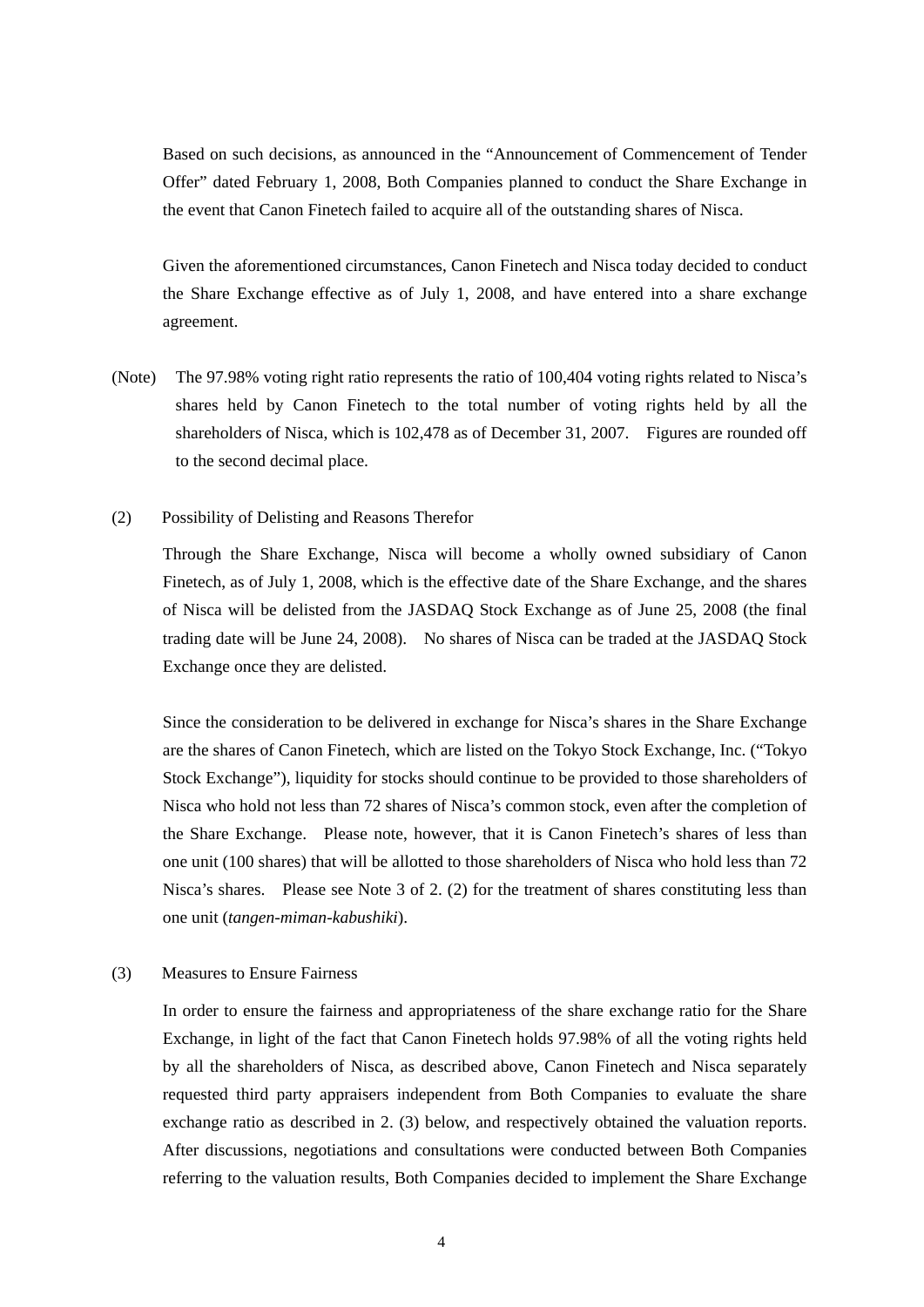Based on such decisions, as announced in the "Announcement of Commencement of Tender Offer" dated February 1, 2008, Both Companies planned to conduct the Share Exchange in the event that Canon Finetech failed to acquire all of the outstanding shares of Nisca.

Given the aforementioned circumstances, Canon Finetech and Nisca today decided to conduct the Share Exchange effective as of July 1, 2008, and have entered into a share exchange agreement.

(Note) The 97.98% voting right ratio represents the ratio of 100,404 voting rights related to Nisca's shares held by Canon Finetech to the total number of voting rights held by all the shareholders of Nisca, which is 102,478 as of December 31, 2007. Figures are rounded off to the second decimal place.

(2) Possibility of Delisting and Reasons Therefor

Through the Share Exchange, Nisca will become a wholly owned subsidiary of Canon Finetech, as of July 1, 2008, which is the effective date of the Share Exchange, and the shares of Nisca will be delisted from the JASDAQ Stock Exchange as of June 25, 2008 (the final trading date will be June 24, 2008). No shares of Nisca can be traded at the JASDAQ Stock Exchange once they are delisted.

Since the consideration to be delivered in exchange for Nisca's shares in the Share Exchange are the shares of Canon Finetech, which are listed on the Tokyo Stock Exchange, Inc. ("Tokyo Stock Exchange"), liquidity for stocks should continue to be provided to those shareholders of Nisca who hold not less than 72 shares of Nisca's common stock, even after the completion of the Share Exchange. Please note, however, that it is Canon Finetech's shares of less than one unit (100 shares) that will be allotted to those shareholders of Nisca who hold less than 72 Nisca's shares. Please see Note 3 of 2. (2) for the treatment of shares constituting less than one unit (*tangen-miman-kabushiki*).

(3) Measures to Ensure Fairness

In order to ensure the fairness and appropriateness of the share exchange ratio for the Share Exchange, in light of the fact that Canon Finetech holds 97.98% of all the voting rights held by all the shareholders of Nisca, as described above, Canon Finetech and Nisca separately requested third party appraisers independent from Both Companies to evaluate the share exchange ratio as described in 2. (3) below, and respectively obtained the valuation reports. After discussions, negotiations and consultations were conducted between Both Companies referring to the valuation results, Both Companies decided to implement the Share Exchange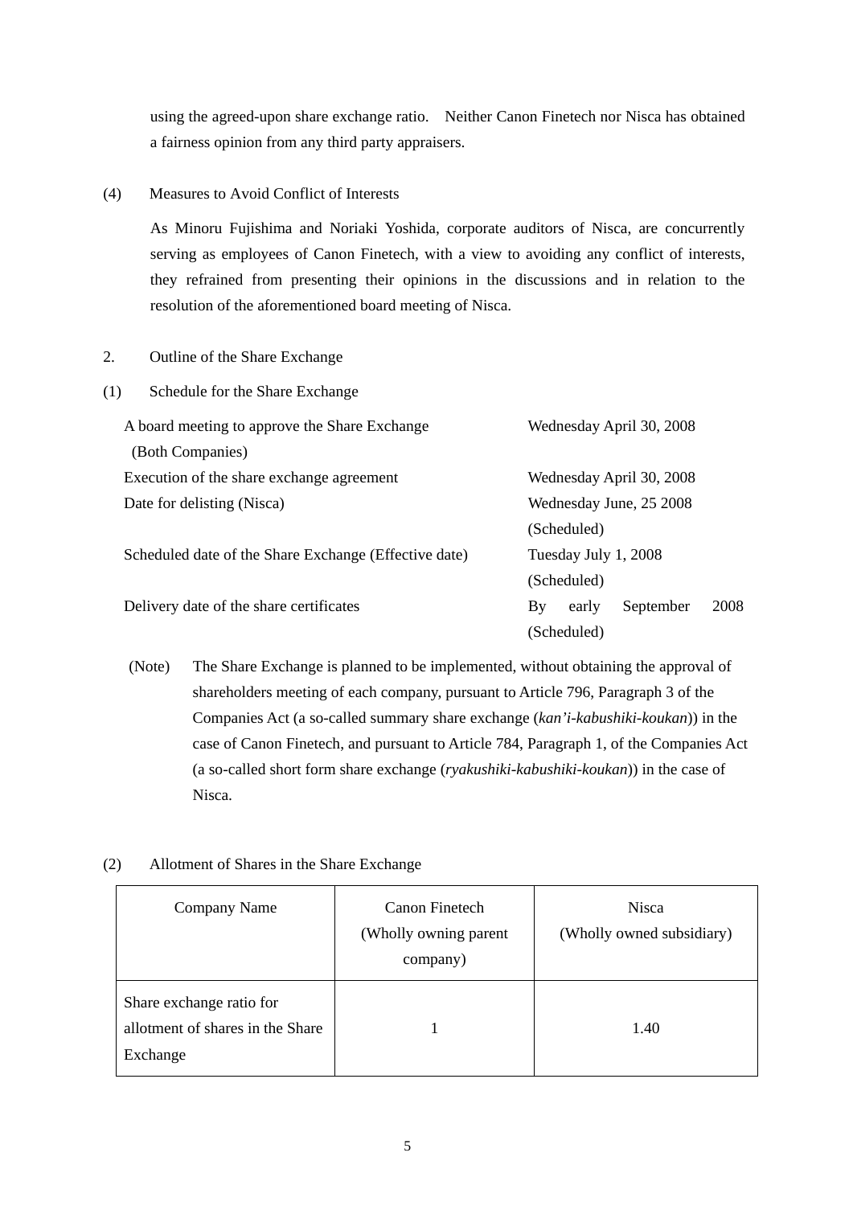using the agreed-upon share exchange ratio.　Neither Canon Finetech nor Nisca has obtained a fairness opinion from any third party appraisers.

(4) Measures to Avoid Conflict of Interests

As Minoru Fujishima and Noriaki Yoshida, corporate auditors of Nisca, are concurrently serving as employees of Canon Finetech, with a view to avoiding any conflict of interests, they refrained from presenting their opinions in the discussions and in relation to the resolution of the aforementioned board meeting of Nisca.

2. Outline of the Share Exchange

(1) Schedule for the Share Exchange

| | |
|---|---|
| A board meeting to approve the Share Exchange (Both Companies) | Wednesday April 30, 2008 |
| Execution of the share exchange agreement | Wednesday April 30, 2008 |
| Date for delisting (Nisca) | Wednesday June, 25 2008 (Scheduled) |
| Scheduled date of the Share Exchange (Effective date) | Tuesday July 1, 2008 (Scheduled) |
| Delivery date of the share certificates | By early September 2008 (Scheduled) |

(Note) The Share Exchange is planned to be implemented, without obtaining the approval of shareholders meeting of each company, pursuant to Article 796, Paragraph 3 of the Companies Act (a so-called summary share exchange (*kan'i-kabushiki-koukan*)) in the case of Canon Finetech, and pursuant to Article 784, Paragraph 1, of the Companies Act (a so-called short form share exchange (*ryakushiki-kabushiki-koukan*)) in the case of Nisca.

(2) Allotment of Shares in the Share Exchange

| Company Name | Canon Finetech (Wholly owning parent company) | Nisca (Wholly owned subsidiary) |
|---|---|---|
| Share exchange ratio for allotment of shares in the Share Exchange | 1 | 1.40 |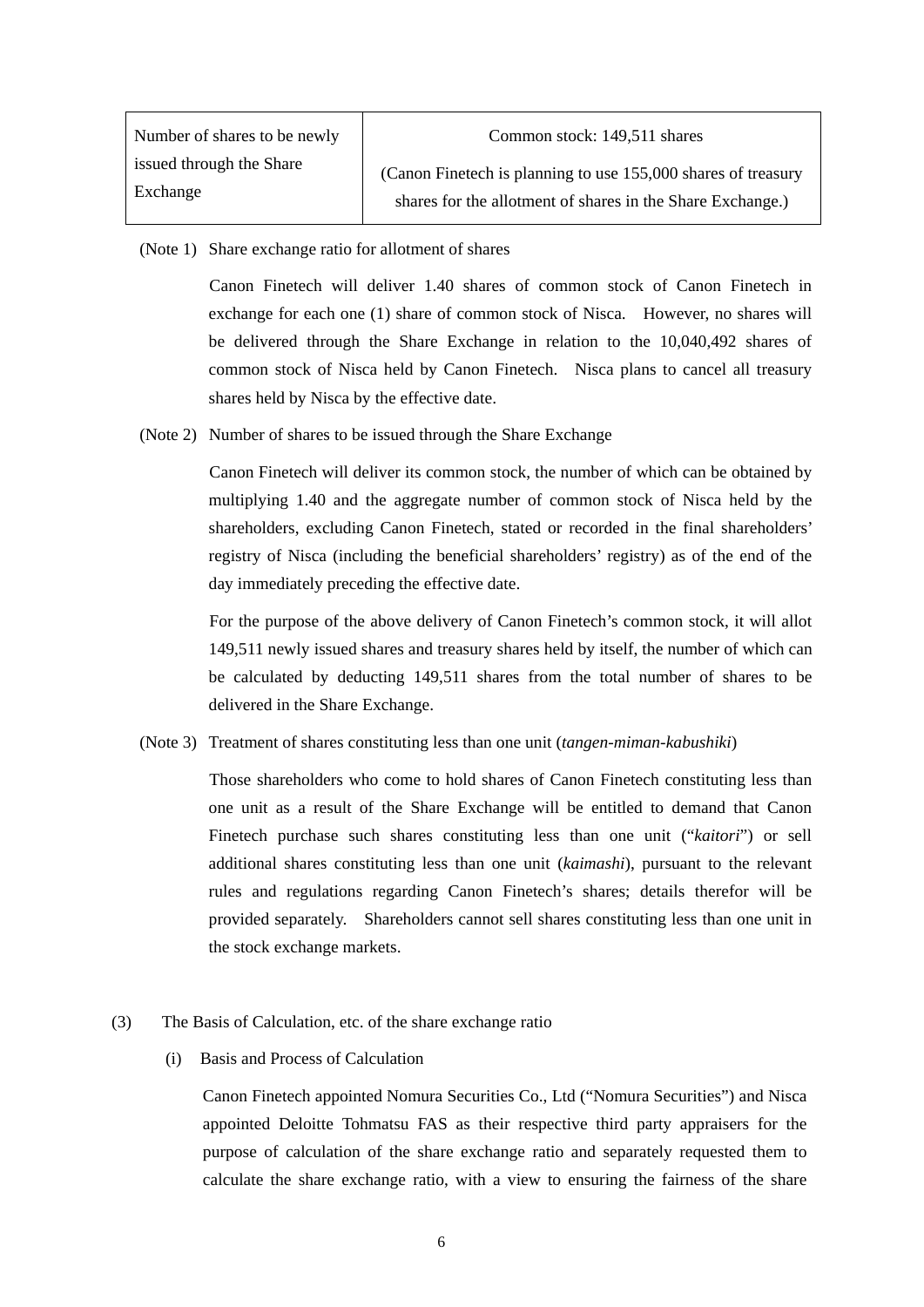| Number of shares to be newly issued through the Share Exchange | Common stock: 149,511 shares<br>(Canon Finetech is planning to use 155,000 shares of treasury shares for the allotment of shares in the Share Exchange.) |
|---|---|

(Note 1) Share exchange ratio for allotment of shares

Canon Finetech will deliver 1.40 shares of common stock of Canon Finetech in exchange for each one (1) share of common stock of Nisca. However, no shares will be delivered through the Share Exchange in relation to the 10,040,492 shares of common stock of Nisca held by Canon Finetech. Nisca plans to cancel all treasury shares held by Nisca by the effective date.

(Note 2) Number of shares to be issued through the Share Exchange

Canon Finetech will deliver its common stock, the number of which can be obtained by multiplying 1.40 and the aggregate number of common stock of Nisca held by the shareholders, excluding Canon Finetech, stated or recorded in the final shareholders' registry of Nisca (including the beneficial shareholders' registry) as of the end of the day immediately preceding the effective date.

For the purpose of the above delivery of Canon Finetech's common stock, it will allot 149,511 newly issued shares and treasury shares held by itself, the number of which can be calculated by deducting 149,511 shares from the total number of shares to be delivered in the Share Exchange.

(Note 3) Treatment of shares constituting less than one unit (*tangen-miman-kabushiki*)

Those shareholders who come to hold shares of Canon Finetech constituting less than one unit as a result of the Share Exchange will be entitled to demand that Canon Finetech purchase such shares constituting less than one unit ("*kaitori*") or sell additional shares constituting less than one unit (*kaimashi*), pursuant to the relevant rules and regulations regarding Canon Finetech's shares; details therefor will be provided separately. Shareholders cannot sell shares constituting less than one unit in the stock exchange markets.

(3) The Basis of Calculation, etc. of the share exchange ratio

(i) Basis and Process of Calculation

Canon Finetech appointed Nomura Securities Co., Ltd ("Nomura Securities") and Nisca appointed Deloitte Tohmatsu FAS as their respective third party appraisers for the purpose of calculation of the share exchange ratio and separately requested them to calculate the share exchange ratio, with a view to ensuring the fairness of the share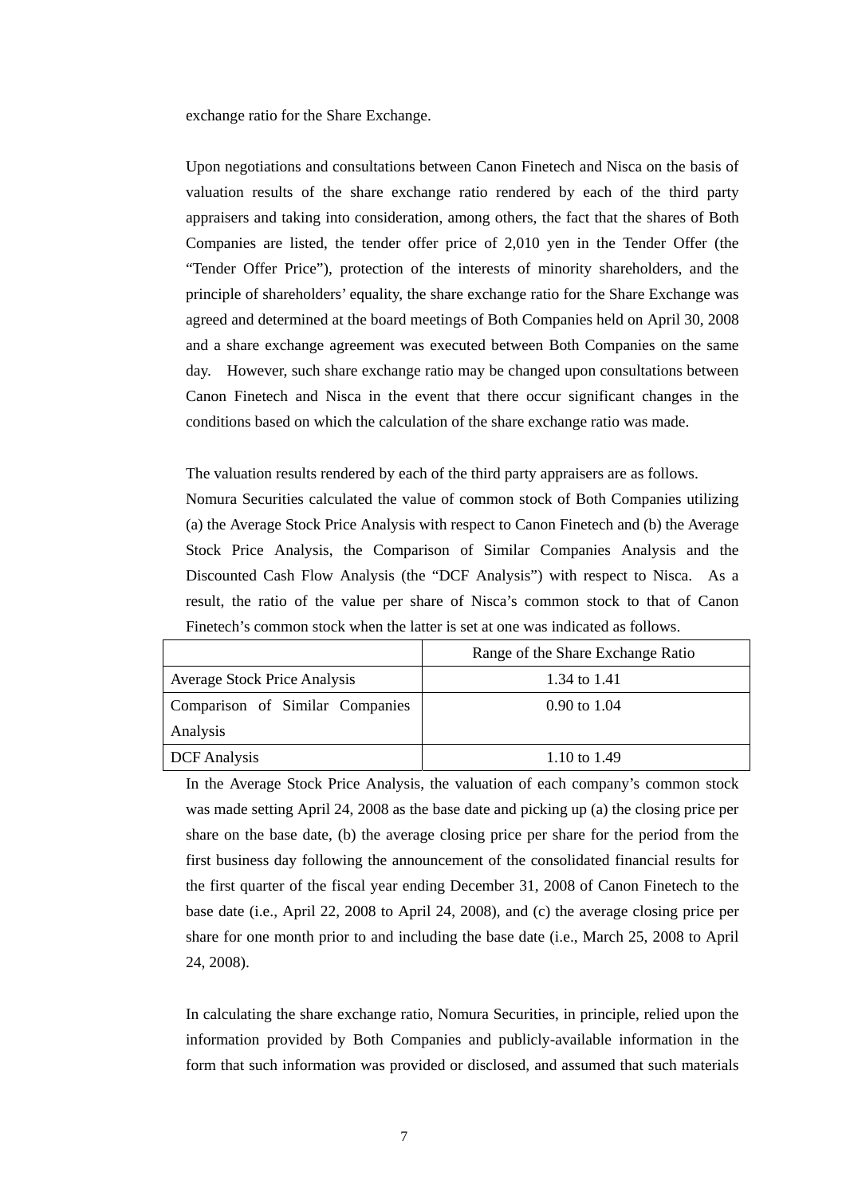exchange ratio for the Share Exchange.

Upon negotiations and consultations between Canon Finetech and Nisca on the basis of valuation results of the share exchange ratio rendered by each of the third party appraisers and taking into consideration, among others, the fact that the shares of Both Companies are listed, the tender offer price of 2,010 yen in the Tender Offer (the "Tender Offer Price"), protection of the interests of minority shareholders, and the principle of shareholders' equality, the share exchange ratio for the Share Exchange was agreed and determined at the board meetings of Both Companies held on April 30, 2008 and a share exchange agreement was executed between Both Companies on the same day. However, such share exchange ratio may be changed upon consultations between Canon Finetech and Nisca in the event that there occur significant changes in the conditions based on which the calculation of the share exchange ratio was made.

The valuation results rendered by each of the third party appraisers are as follows.

Nomura Securities calculated the value of common stock of Both Companies utilizing (a) the Average Stock Price Analysis with respect to Canon Finetech and (b) the Average Stock Price Analysis, the Comparison of Similar Companies Analysis and the Discounted Cash Flow Analysis (the "DCF Analysis") with respect to Nisca. As a result, the ratio of the value per share of Nisca's common stock to that of Canon Finetech's common stock when the latter is set at one was indicated as follows.

| | Range of the Share Exchange Ratio |
|---|---|
| Average Stock Price Analysis | 1.34 to 1.41 |
| Comparison of Similar Companies Analysis | 0.90 to 1.04 |
| DCF Analysis | 1.10 to 1.49 |

In the Average Stock Price Analysis, the valuation of each company's common stock was made setting April 24, 2008 as the base date and picking up (a) the closing price per share on the base date, (b) the average closing price per share for the period from the first business day following the announcement of the consolidated financial results for the first quarter of the fiscal year ending December 31, 2008 of Canon Finetech to the base date (i.e., April 22, 2008 to April 24, 2008), and (c) the average closing price per share for one month prior to and including the base date (i.e., March 25, 2008 to April 24, 2008).

In calculating the share exchange ratio, Nomura Securities, in principle, relied upon the information provided by Both Companies and publicly-available information in the form that such information was provided or disclosed, and assumed that such materials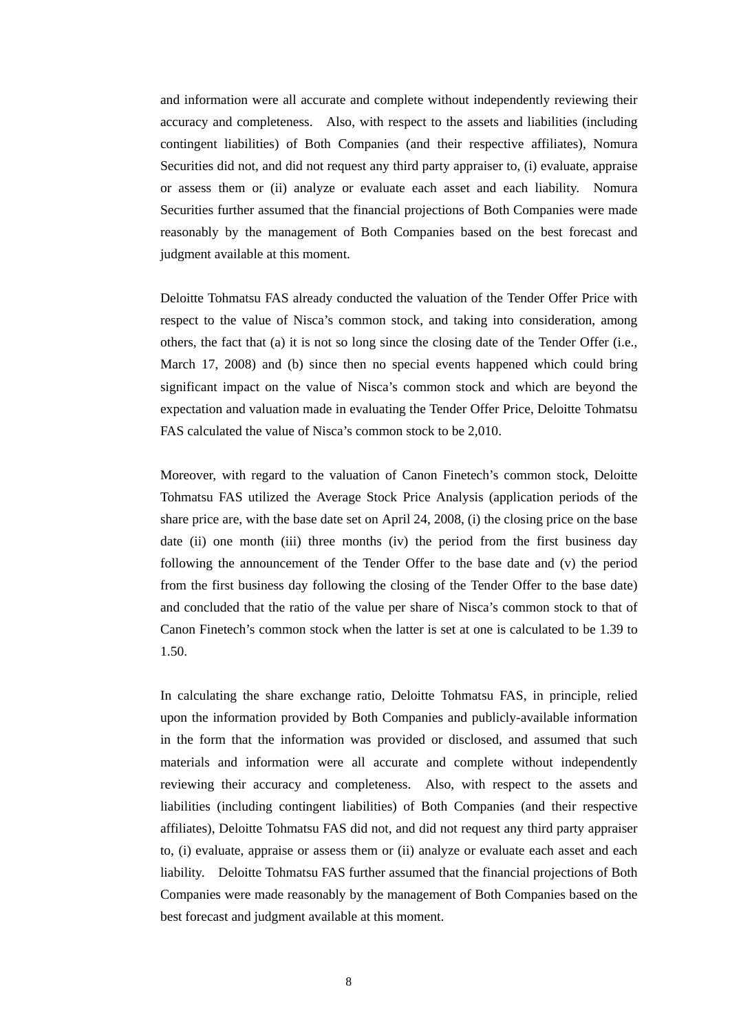and information were all accurate and complete without independently reviewing their accuracy and completeness. Also, with respect to the assets and liabilities (including contingent liabilities) of Both Companies (and their respective affiliates), Nomura Securities did not, and did not request any third party appraiser to, (i) evaluate, appraise or assess them or (ii) analyze or evaluate each asset and each liability. Nomura Securities further assumed that the financial projections of Both Companies were made reasonably by the management of Both Companies based on the best forecast and judgment available at this moment.

Deloitte Tohmatsu FAS already conducted the valuation of the Tender Offer Price with respect to the value of Nisca's common stock, and taking into consideration, among others, the fact that (a) it is not so long since the closing date of the Tender Offer (i.e., March 17, 2008) and (b) since then no special events happened which could bring significant impact on the value of Nisca's common stock and which are beyond the expectation and valuation made in evaluating the Tender Offer Price, Deloitte Tohmatsu FAS calculated the value of Nisca's common stock to be 2,010.

Moreover, with regard to the valuation of Canon Finetech's common stock, Deloitte Tohmatsu FAS utilized the Average Stock Price Analysis (application periods of the share price are, with the base date set on April 24, 2008, (i) the closing price on the base date (ii) one month (iii) three months (iv) the period from the first business day following the announcement of the Tender Offer to the base date and (v) the period from the first business day following the closing of the Tender Offer to the base date) and concluded that the ratio of the value per share of Nisca's common stock to that of Canon Finetech's common stock when the latter is set at one is calculated to be 1.39 to 1.50.

In calculating the share exchange ratio, Deloitte Tohmatsu FAS, in principle, relied upon the information provided by Both Companies and publicly-available information in the form that the information was provided or disclosed, and assumed that such materials and information were all accurate and complete without independently reviewing their accuracy and completeness. Also, with respect to the assets and liabilities (including contingent liabilities) of Both Companies (and their respective affiliates), Deloitte Tohmatsu FAS did not, and did not request any third party appraiser to, (i) evaluate, appraise or assess them or (ii) analyze or evaluate each asset and each liability. Deloitte Tohmatsu FAS further assumed that the financial projections of Both Companies were made reasonably by the management of Both Companies based on the best forecast and judgment available at this moment.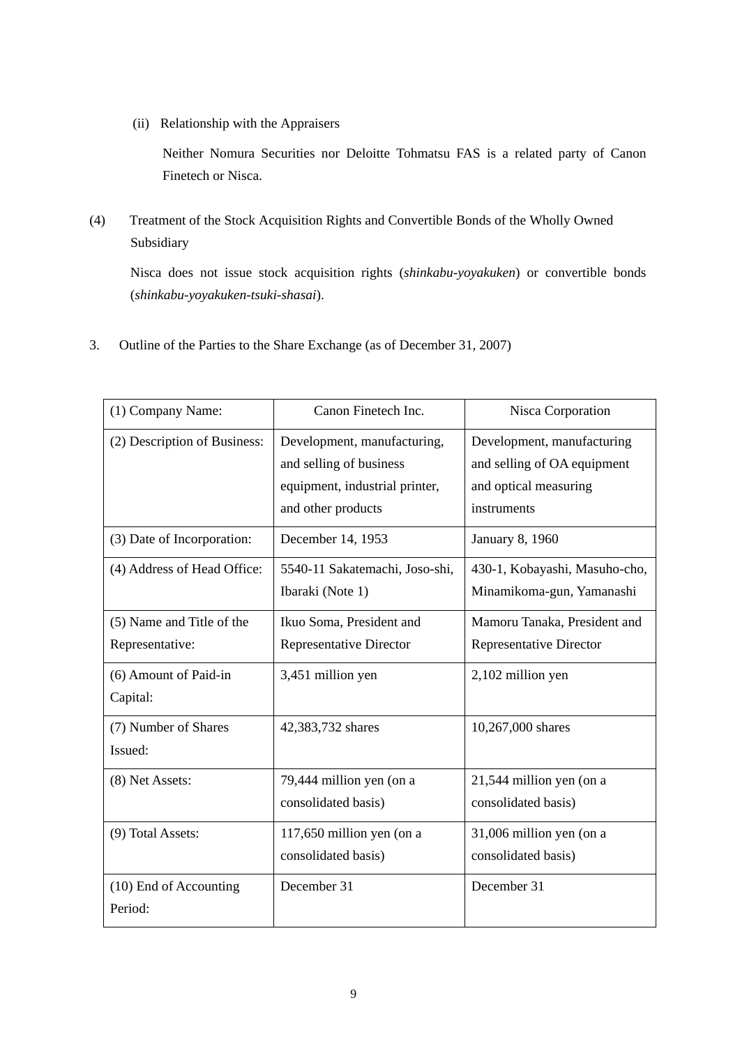(ii) Relationship with the Appraisers

Neither Nomura Securities nor Deloitte Tohmatsu FAS is a related party of Canon Finetech or Nisca.

(4) Treatment of the Stock Acquisition Rights and Convertible Bonds of the Wholly Owned Subsidiary

Nisca does not issue stock acquisition rights (*shinkabu-yoyakuken*) or convertible bonds (*shinkabu-yoyakuken-tsuki-shasai*).

3. Outline of the Parties to the Share Exchange (as of December 31, 2007)

| (1) Company Name: | Canon Finetech Inc. | Nisca Corporation |
|---|---|---|
| (2) Description of Business: | Development, manufacturing, and selling of business equipment, industrial printer, and other products | Development, manufacturing and selling of OA equipment and optical measuring instruments |
| (3) Date of Incorporation: | December 14, 1953 | January 8, 1960 |
| (4) Address of Head Office: | 5540-11 Sakatemachi, Joso-shi, Ibaraki (Note 1) | 430-1, Kobayashi, Masuho-cho, Minamikoma-gun, Yamanashi |
| (5) Name and Title of the Representative: | Ikuo Soma, President and Representative Director | Mamoru Tanaka, President and Representative Director |
| (6) Amount of Paid-in Capital: | 3,451 million yen | 2,102 million yen |
| (7) Number of Shares Issued: | 42,383,732 shares | 10,267,000 shares |
| (8) Net Assets: | 79,444 million yen (on a consolidated basis) | 21,544 million yen (on a consolidated basis) |
| (9) Total Assets: | 117,650 million yen (on a consolidated basis) | 31,006 million yen (on a consolidated basis) |
| (10) End of Accounting Period: | December 31 | December 31 |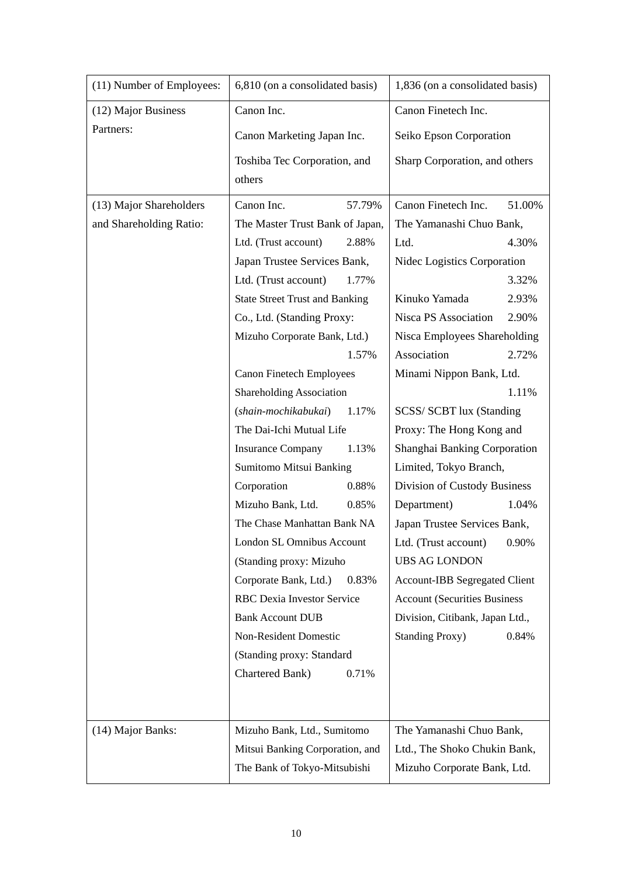| (11) Number of Employees: | 6,810 (on a consolidated basis) | 1,836 (on a consolidated basis) |
|---|---|---|
| (12) Major Business Partners: | Canon Inc.<br>Canon Marketing Japan Inc.<br>Toshiba Tec Corporation, and others | Canon Finetech Inc.<br>Seiko Epson Corporation<br>Sharp Corporation, and others |
| (13) Major Shareholders and Shareholding Ratio: | Canon Inc. 57.79%<br>The Master Trust Bank of Japan, Ltd. (Trust account) 2.88%<br>Japan Trustee Services Bank, Ltd. (Trust account) 1.77%<br>State Street Trust and Banking Co., Ltd. (Standing Proxy: Mizuho Corporate Bank, Ltd.) 1.57%<br>Canon Finetech Employees Shareholding Association (*shain-mochikabukai*) 1.17%<br>The Dai-Ichi Mutual Life Insurance Company 1.13%<br>Sumitomo Mitsui Banking Corporation 0.88%<br>Mizuho Bank, Ltd. 0.85%<br>The Chase Manhattan Bank NA London SL Omnibus Account (Standing proxy: Mizuho Corporate Bank, Ltd.) 0.83%<br>RBC Dexia Investor Service Bank Account DUB Non-Resident Domestic (Standing proxy: Standard Chartered Bank) 0.71% | Canon Finetech Inc. 51.00%<br>The Yamanashi Chuo Bank, Ltd. 4.30%<br>Nidec Logistics Corporation 3.32%<br>Kinuko Yamada 2.93%<br>Nisca PS Association 2.90%<br>Nisca Employees Shareholding Association 2.72%<br>Minami Nippon Bank, Ltd. 1.11%<br>SCSS/ SCBT lux (Standing Proxy: The Hong Kong and Shanghai Banking Corporation Limited, Tokyo Branch, Division of Custody Business Department) 1.04%<br>Japan Trustee Services Bank, Ltd. (Trust account) 0.90%<br>UBS AG LONDON Account-IBB Segregated Client Account (Securities Business Division, Citibank, Japan Ltd., Standing Proxy) 0.84% |
| (14) Major Banks: | Mizuho Bank, Ltd., Sumitomo Mitsui Banking Corporation, and The Bank of Tokyo-Mitsubishi | The Yamanashi Chuo Bank, Ltd., The Shoko Chukin Bank, Mizuho Corporate Bank, Ltd. |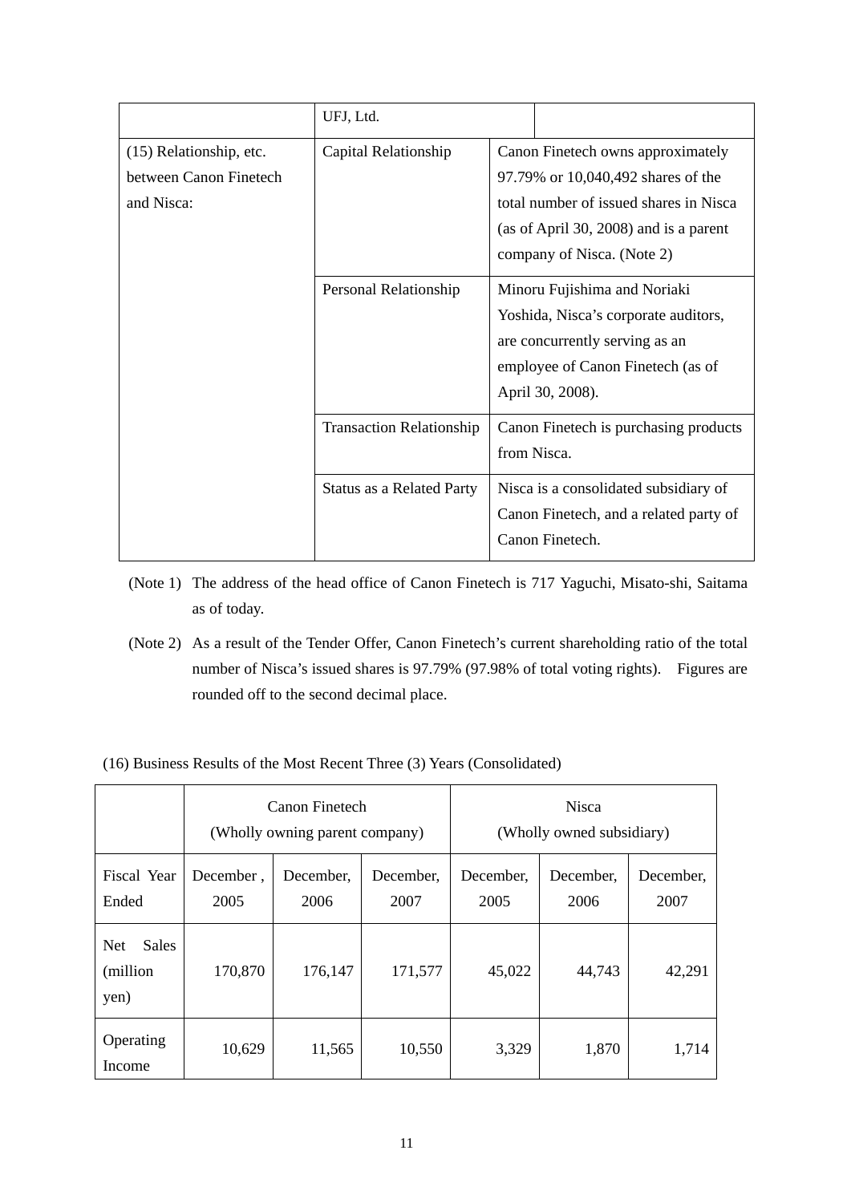| | UFJ, Ltd. | |
|---|---|---|
| (15) Relationship, etc. between Canon Finetech and Nisca: | Capital Relationship | Canon Finetech owns approximately 97.79% or 10,040,492 shares of the total number of issued shares in Nisca (as of April 30, 2008) and is a parent company of Nisca. (Note 2) |
| | Personal Relationship | Minoru Fujishima and Noriaki Yoshida, Nisca's corporate auditors, are concurrently serving as an employee of Canon Finetech (as of April 30, 2008). |
| | Transaction Relationship | Canon Finetech is purchasing products from Nisca. |
| | Status as a Related Party | Nisca is a consolidated subsidiary of Canon Finetech, and a related party of Canon Finetech. |

(Note 1) The address of the head office of Canon Finetech is 717 Yaguchi, Misato-shi, Saitama as of today.

(Note 2) As a result of the Tender Offer, Canon Finetech's current shareholding ratio of the total number of Nisca's issued shares is 97.79% (97.98% of total voting rights). Figures are rounded off to the second decimal place.

(16) Business Results of the Most Recent Three (3) Years (Consolidated)

| | Canon Finetech (Wholly owning parent company) | | | Nisca (Wholly owned subsidiary) | | |
|---|---|---|---|---|---|---|
| Fiscal Year Ended | December , 2005 | December, 2006 | December, 2007 | December, 2005 | December, 2006 | December, 2007 |
| Net Sales (million yen) | 170,870 | 176,147 | 171,577 | 45,022 | 44,743 | 42,291 |
| Operating Income | 10,629 | 11,565 | 10,550 | 3,329 | 1,870 | 1,714 |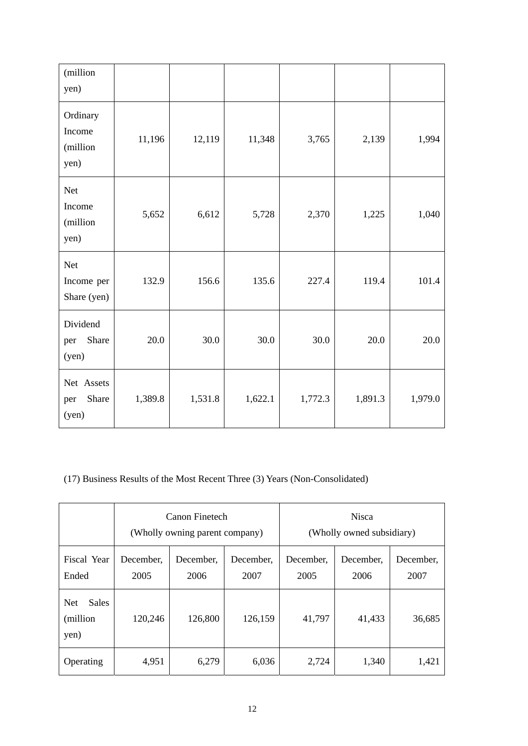| (million yen) | | | | | | |
|---|---|---|---|---|---|---|
| Ordinary Income (million yen) | 11,196 | 12,119 | 11,348 | 3,765 | 2,139 | 1,994 |
| Net Income (million yen) | 5,652 | 6,612 | 5,728 | 2,370 | 1,225 | 1,040 |
| Net Income per Share (yen) | 132.9 | 156.6 | 135.6 | 227.4 | 119.4 | 101.4 |
| Dividend per Share (yen) | 20.0 | 30.0 | 30.0 | 30.0 | 20.0 | 20.0 |
| Net Assets per Share (yen) | 1,389.8 | 1,531.8 | 1,622.1 | 1,772.3 | 1,891.3 | 1,979.0 |

(17) Business Results of the Most Recent Three (3) Years (Non-Consolidated)

| | Canon Finetech (Wholly owning parent company) | | | Nisca (Wholly owned subsidiary) | | |
|---|---|---|---|---|---|---|
| Fiscal Year Ended | December, 2005 | December, 2006 | December, 2007 | December, 2005 | December, 2006 | December, 2007 |
| Net Sales (million yen) | 120,246 | 126,800 | 126,159 | 41,797 | 41,433 | 36,685 |
| Operating | 4,951 | 6,279 | 6,036 | 2,724 | 1,340 | 1,421 |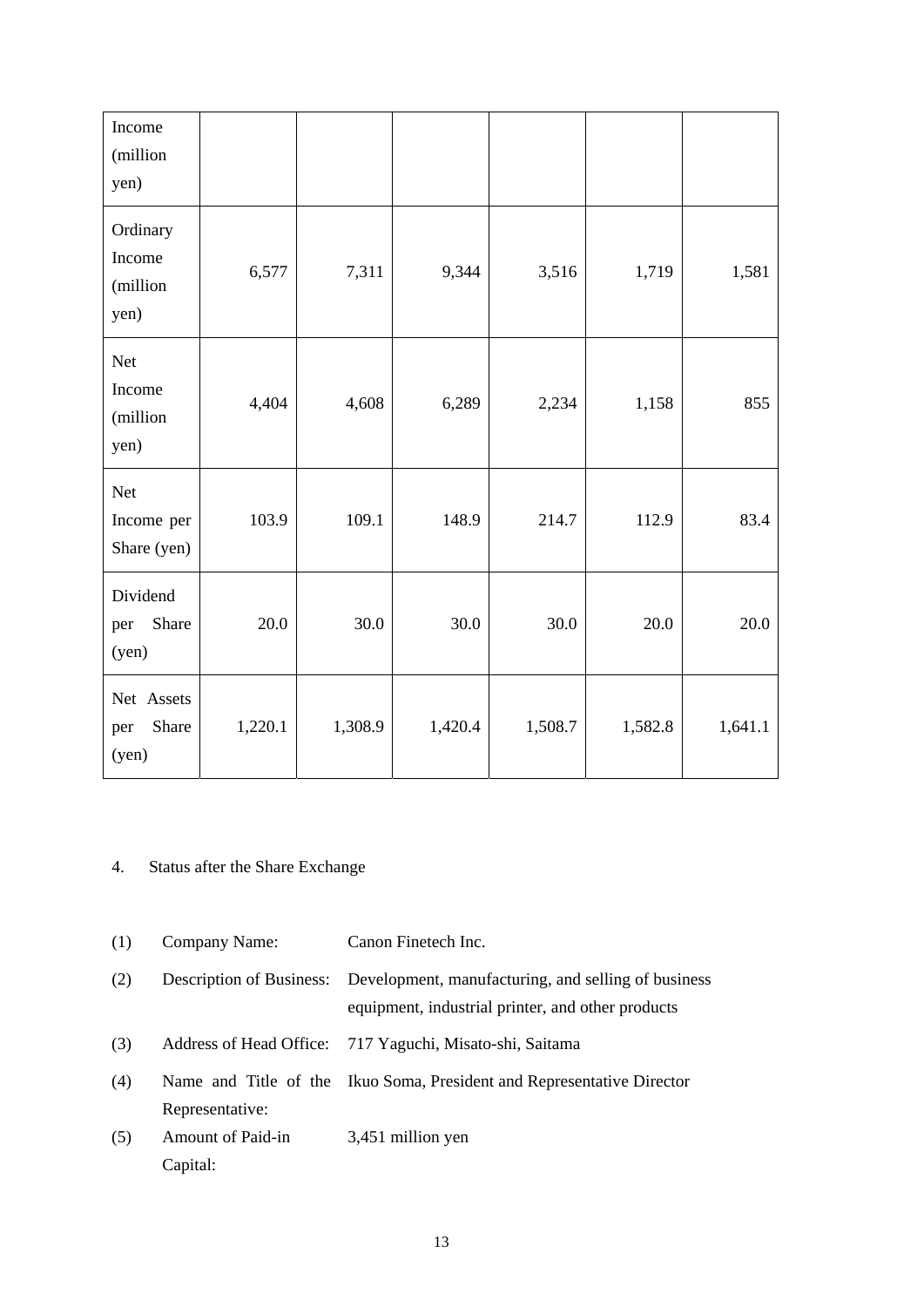| Income (million yen) | | | | | | |
|---|---|---|---|---|---|---|
| Ordinary Income (million yen) | 6,577 | 7,311 | 9,344 | 3,516 | 1,719 | 1,581 |
| Net Income (million yen) | 4,404 | 4,608 | 6,289 | 2,234 | 1,158 | 855 |
| Net Income per Share (yen) | 103.9 | 109.1 | 148.9 | 214.7 | 112.9 | 83.4 |
| Dividend per Share (yen) | 20.0 | 30.0 | 30.0 | 30.0 | 20.0 | 20.0 |
| Net Assets per Share (yen) | 1,220.1 | 1,308.9 | 1,420.4 | 1,508.7 | 1,582.8 | 1,641.1 |

4. Status after the Share Exchange

(1) Company Name: Canon Finetech Inc.

(2) Description of Business: Development, manufacturing, and selling of business equipment, industrial printer, and other products

(3) Address of Head Office: 717 Yaguchi, Misato-shi, Saitama

(4) Name and Title of the Representative: Ikuo Soma, President and Representative Director

(5) Amount of Paid-in Capital: 3,451 million yen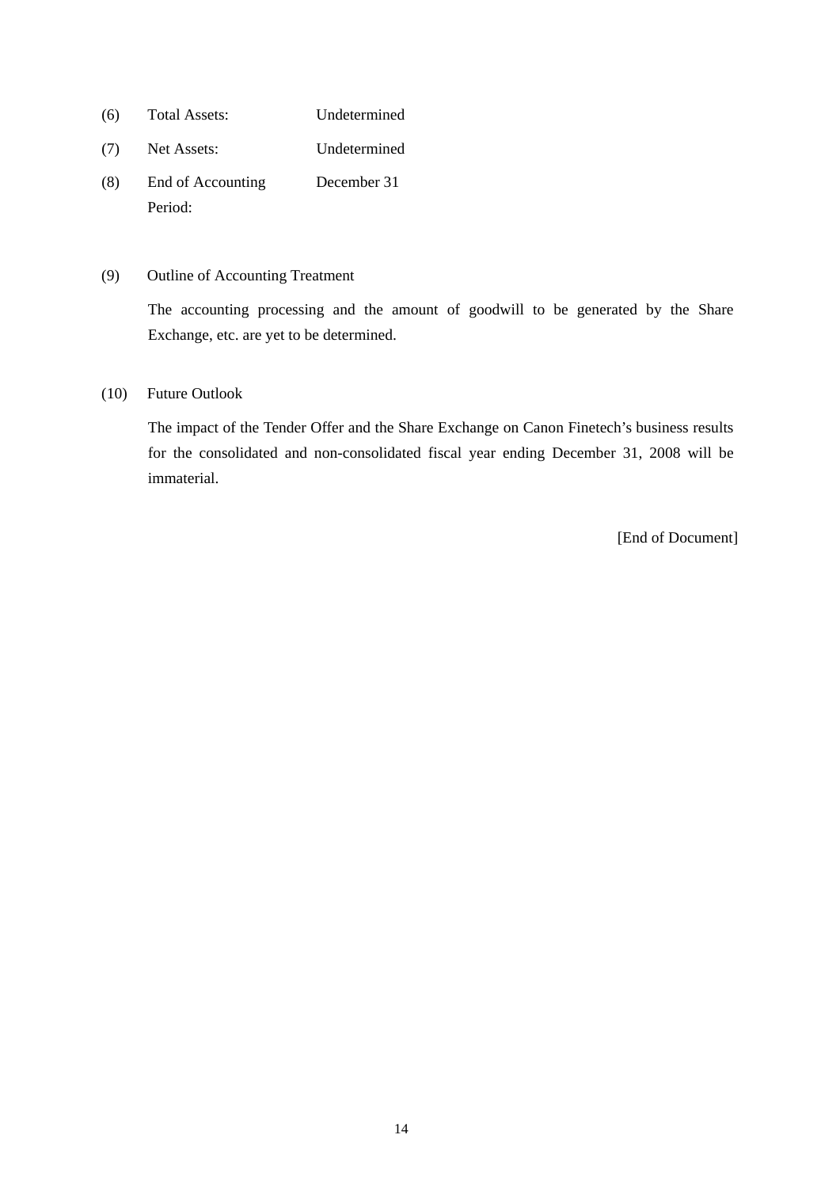(6) Total Assets: Undetermined

(7) Net Assets: Undetermined

(8) End of Accounting Period: December 31

(9) Outline of Accounting Treatment

The accounting processing and the amount of goodwill to be generated by the Share Exchange, etc. are yet to be determined.

(10) Future Outlook

The impact of the Tender Offer and the Share Exchange on Canon Finetech's business results for the consolidated and non-consolidated fiscal year ending December 31, 2008 will be immaterial.

[End of Document]